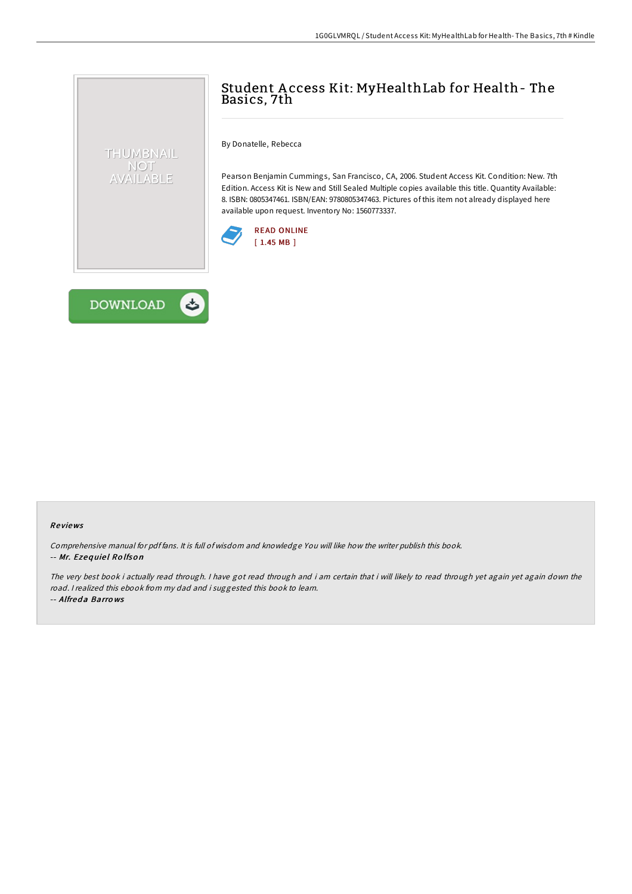# Student Access Kit: MyHealthLab for Health - The Basics, 7th

By Donatelle, Rebecca

Pearson Benjamin Cummings, San Francisco, CA, 2006. Student Access Kit. Condition: New. 7th Edition. Access Kit is New and Still Sealed Multiple copies available this title. Quantity Available: 8. ISBN: 0805347461. ISBN/EAN: 9780805347463. Pictures of this item not already displayed here available upon request. Inventory No: 1560773337.

READ ONLINE
[ 1.45 MB ]

DOWNLOAD

## Reviews

*Comprehensive manual for pdf fans. It is full of wisdom and knowledge You will like how the writer publish this book.*
-- *Mr. Ezequiel Rolfson*

*The very best book i actually read through. I have got read through and i am certain that i will likely to read through yet again yet again down the road. I realized this ebook from my dad and i suggested this book to learn.*
-- *Alfreda Barrows*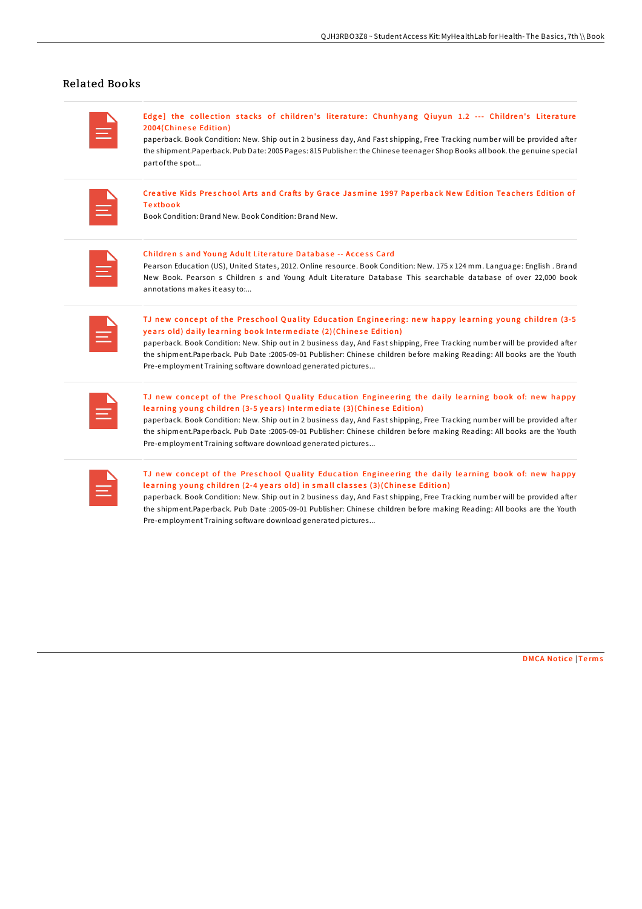## Related Books

**Edge] the collection stacks of children's literature: Chunhyang Qiuyun 1.2 --- Children's Literature 2004(Chinese Edition)**

paperback. Book Condition: New. Ship out in 2 business day, And Fast shipping, Free Tracking number will be provided after the shipment.Paperback. Pub Date: 2005 Pages: 815 Publisher: the Chinese teenager Shop Books all book. the genuine special part of the spot...

**Creative Kids Preschool Arts and Crafts by Grace Jasmine 1997 Paperback New Edition Teachers Edition of Textbook**

Book Condition: Brand New. Book Condition: Brand New.

**Children s and Young Adult Literature Database -- Access Card**

Pearson Education (US), United States, 2012. Online resource. Book Condition: New. 175 x 124 mm. Language: English . Brand New Book. Pearson s Children s and Young Adult Literature Database This searchable database of over 22,000 book annotations makes it easy to:...

**TJ new concept of the Preschool Quality Education Engineering: new happy learning young children (3-5 years old) daily learning book Intermediate (2)(Chinese Edition)**

paperback. Book Condition: New. Ship out in 2 business day, And Fast shipping, Free Tracking number will be provided after the shipment.Paperback. Pub Date :2005-09-01 Publisher: Chinese children before making Reading: All books are the Youth Pre-employment Training software download generated pictures...

**TJ new concept of the Preschool Quality Education Engineering the daily learning book of: new happy learning young children (3-5 years) Intermediate (3)(Chinese Edition)**

paperback. Book Condition: New. Ship out in 2 business day, And Fast shipping, Free Tracking number will be provided after the shipment.Paperback. Pub Date :2005-09-01 Publisher: Chinese children before making Reading: All books are the Youth Pre-employment Training software download generated pictures...

**TJ new concept of the Preschool Quality Education Engineering the daily learning book of: new happy learning young children (2-4 years old) in small classes (3)(Chinese Edition)**

paperback. Book Condition: New. Ship out in 2 business day, And Fast shipping, Free Tracking number will be provided after the shipment.Paperback. Pub Date :2005-09-01 Publisher: Chinese children before making Reading: All books are the Youth Pre-employment Training software download generated pictures...